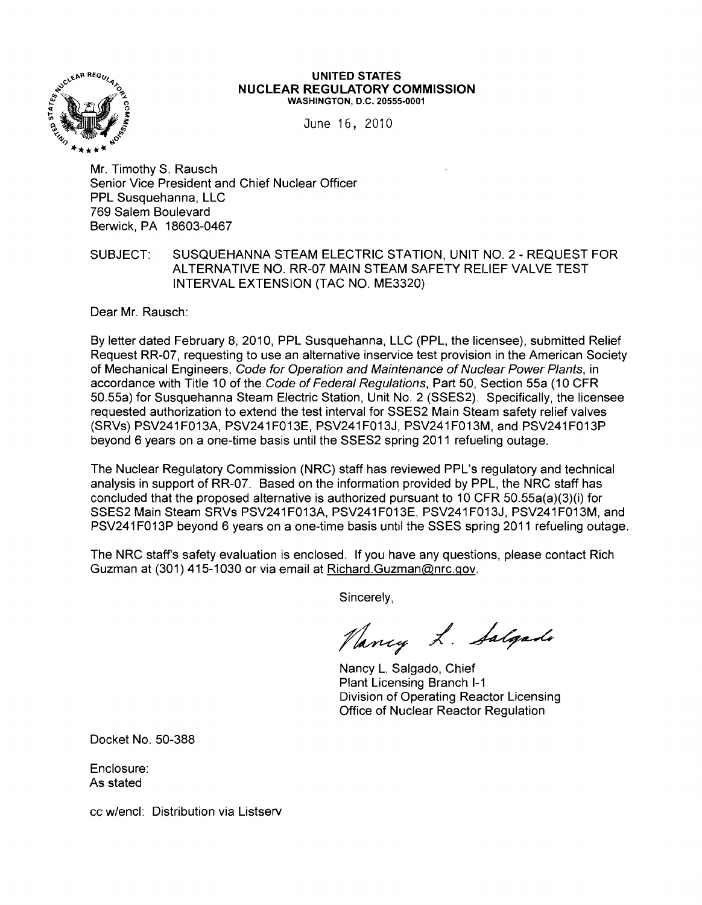**UNITED STATES**
**NUCLEAR REGULATORY COMMISSION**
WASHINGTON, D.C. 20555-0001

June 16, 2010

Mr. Timothy S. Rausch
Senior Vice President and Chief Nuclear Officer
PPL Susquehanna, LLC
769 Salem Boulevard
Berwick, PA 18603-0467

SUBJECT: SUSQUEHANNA STEAM ELECTRIC STATION, UNIT NO. 2 - REQUEST FOR ALTERNATIVE NO. RR-07 MAIN STEAM SAFETY RELIEF VALVE TEST INTERVAL EXTENSION (TAC NO. ME3320)

Dear Mr. Rausch:

By letter dated February 8, 2010, PPL Susquehanna, LLC (PPL, the licensee), submitted Relief Request RR-07, requesting to use an alternative inservice test provision in the American Society of Mechanical Engineers, *Code for Operation and Maintenance of Nuclear Power Plants*, in accordance with Title 10 of the *Code of Federal Regulations*, Part 50, Section 55a (10 CFR 50.55a) for Susquehanna Steam Electric Station, Unit No. 2 (SSES2). Specifically, the licensee requested authorization to extend the test interval for SSES2 Main Steam safety relief valves (SRVs) PSV241F013A, PSV241F013E, PSV241F013J, PSV241F013M, and PSV241F013P beyond 6 years on a one-time basis until the SSES2 spring 2011 refueling outage.

The Nuclear Regulatory Commission (NRC) staff has reviewed PPL's regulatory and technical analysis in support of RR-07. Based on the information provided by PPL, the NRC staff has concluded that the proposed alternative is authorized pursuant to 10 CFR 50.55a(a)(3)(i) for SSES2 Main Steam SRVs PSV241F013A, PSV241F013E, PSV241F013J, PSV241F013M, and PSV241F013P beyond 6 years on a one-time basis until the SSES spring 2011 refueling outage.

The NRC staff's safety evaluation is enclosed. If you have any questions, please contact Rich Guzman at (301) 415-1030 or via email at Richard.Guzman@nrc.gov.

Sincerely,

Nancy L. Salgado

Nancy L. Salgado, Chief
Plant Licensing Branch I-1
Division of Operating Reactor Licensing
Office of Nuclear Reactor Regulation

Docket No. 50-388

Enclosure:
As stated

cc w/encl: Distribution via Listserv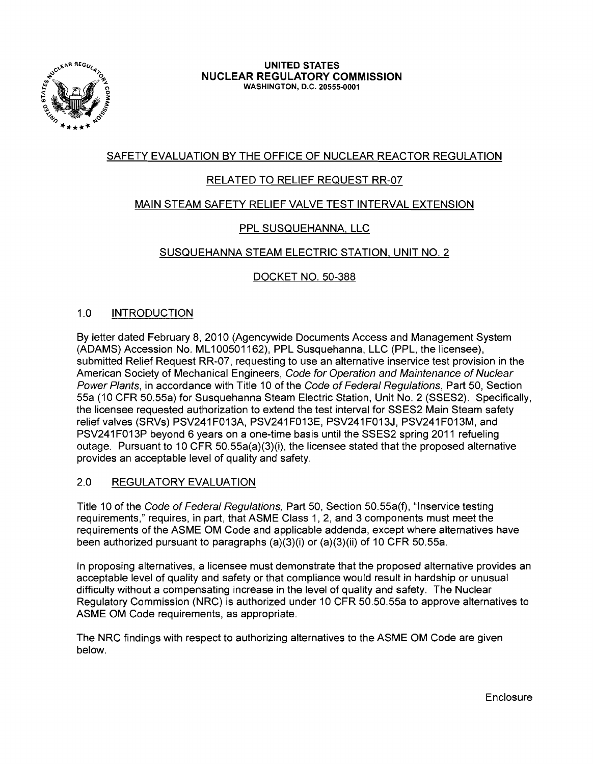UNITED STATES
NUCLEAR REGULATORY COMMISSION
WASHINGTON, D.C. 20555-0001

## SAFETY EVALUATION BY THE OFFICE OF NUCLEAR REACTOR REGULATION

## RELATED TO RELIEF REQUEST RR-07

## MAIN STEAM SAFETY RELIEF VALVE TEST INTERVAL EXTENSION

## PPL SUSQUEHANNA, LLC

## SUSQUEHANNA STEAM ELECTRIC STATION, UNIT NO. 2

## DOCKET NO. 50-388

### 1.0 INTRODUCTION

By letter dated February 8, 2010 (Agencywide Documents Access and Management System (ADAMS) Accession No. ML100501162), PPL Susquehanna, LLC (PPL, the licensee), submitted Relief Request RR-07, requesting to use an alternative inservice test provision in the American Society of Mechanical Engineers, *Code for Operation and Maintenance of Nuclear Power Plants*, in accordance with Title 10 of the *Code of Federal Regulations*, Part 50, Section 55a (10 CFR 50.55a) for Susquehanna Steam Electric Station, Unit No. 2 (SSES2). Specifically, the licensee requested authorization to extend the test interval for SSES2 Main Steam safety relief valves (SRVs) PSV241F013A, PSV241F013E, PSV241F013J, PSV241F013M, and PSV241F013P beyond 6 years on a one-time basis until the SSES2 spring 2011 refueling outage. Pursuant to 10 CFR 50.55a(a)(3)(i), the licensee stated that the proposed alternative provides an acceptable level of quality and safety.

### 2.0 REGULATORY EVALUATION

Title 10 of the *Code of Federal Regulations*, Part 50, Section 50.55a(f), "Inservice testing requirements," requires, in part, that ASME Class 1, 2, and 3 components must meet the requirements of the ASME OM Code and applicable addenda, except where alternatives have been authorized pursuant to paragraphs (a)(3)(i) or (a)(3)(ii) of 10 CFR 50.55a.

In proposing alternatives, a licensee must demonstrate that the proposed alternative provides an acceptable level of quality and safety or that compliance would result in hardship or unusual difficulty without a compensating increase in the level of quality and safety. The Nuclear Regulatory Commission (NRC) is authorized under 10 CFR 50.50.55a to approve alternatives to ASME OM Code requirements, as appropriate.

The NRC findings with respect to authorizing alternatives to the ASME OM Code are given below.

Enclosure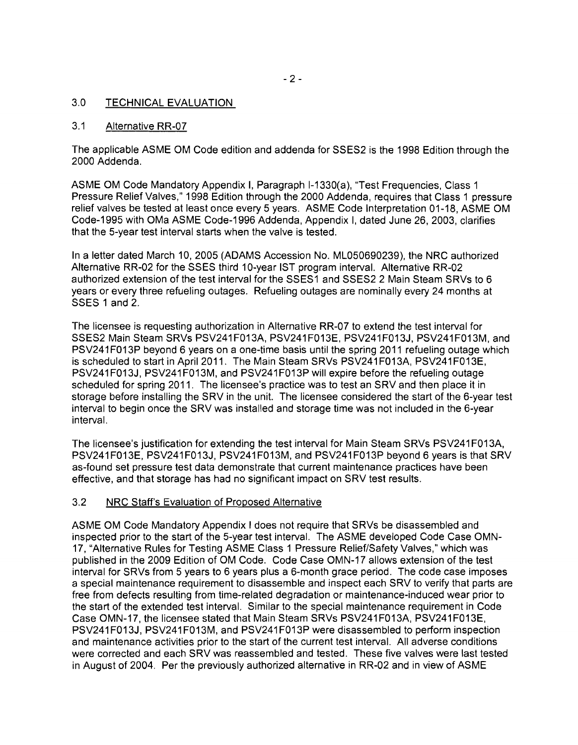## 3.0 TECHNICAL EVALUATION

### 3.1 Alternative RR-07

The applicable ASME OM Code edition and addenda for SSES2 is the 1998 Edition through the 2000 Addenda.

ASME OM Code Mandatory Appendix I, Paragraph I-1330(a), "Test Frequencies, Class 1 Pressure Relief Valves," 1998 Edition through the 2000 Addenda, requires that Class 1 pressure relief valves be tested at least once every 5 years. ASME Code Interpretation 01-18, ASME OM Code-1995 with OMa ASME Code-1996 Addenda, Appendix I, dated June 26, 2003, clarifies that the 5-year test interval starts when the valve is tested.

In a letter dated March 10, 2005 (ADAMS Accession No. ML050690239), the NRC authorized Alternative RR-02 for the SSES third 10-year IST program interval. Alternative RR-02 authorized extension of the test interval for the SSES1 and SSES2 2 Main Steam SRVs to 6 years or every three refueling outages. Refueling outages are nominally every 24 months at SSES 1 and 2.

The licensee is requesting authorization in Alternative RR-07 to extend the test interval for SSES2 Main Steam SRVs PSV241F013A, PSV241F013E, PSV241F013J, PSV241F013M, and PSV241F013P beyond 6 years on a one-time basis until the spring 2011 refueling outage which is scheduled to start in April 2011. The Main Steam SRVs PSV241F013A, PSV241F013E, PSV241F013J, PSV241F013M, and PSV241F013P will expire before the refueling outage scheduled for spring 2011. The licensee's practice was to test an SRV and then place it in storage before installing the SRV in the unit. The licensee considered the start of the 6-year test interval to begin once the SRV was installed and storage time was not included in the 6-year interval.

The licensee's justification for extending the test interval for Main Steam SRVs PSV241F013A, PSV241F013E, PSV241F013J, PSV241F013M, and PSV241F013P beyond 6 years is that SRV as-found set pressure test data demonstrate that current maintenance practices have been effective, and that storage has had no significant impact on SRV test results.

### 3.2 NRC Staff's Evaluation of Proposed Alternative

ASME OM Code Mandatory Appendix I does not require that SRVs be disassembled and inspected prior to the start of the 5-year test interval. The ASME developed Code Case OMN-17, "Alternative Rules for Testing ASME Class 1 Pressure Relief/Safety Valves," which was published in the 2009 Edition of OM Code. Code Case OMN-17 allows extension of the test interval for SRVs from 5 years to 6 years plus a 6-month grace period. The code case imposes a special maintenance requirement to disassemble and inspect each SRV to verify that parts are free from defects resulting from time-related degradation or maintenance-induced wear prior to the start of the extended test interval. Similar to the special maintenance requirement in Code Case OMN-17, the licensee stated that Main Steam SRVs PSV241F013A, PSV241F013E, PSV241F013J, PSV241F013M, and PSV241F013P were disassembled to perform inspection and maintenance activities prior to the start of the current test interval. All adverse conditions were corrected and each SRV was reassembled and tested. These five valves were last tested in August of 2004. Per the previously authorized alternative in RR-02 and in view of ASME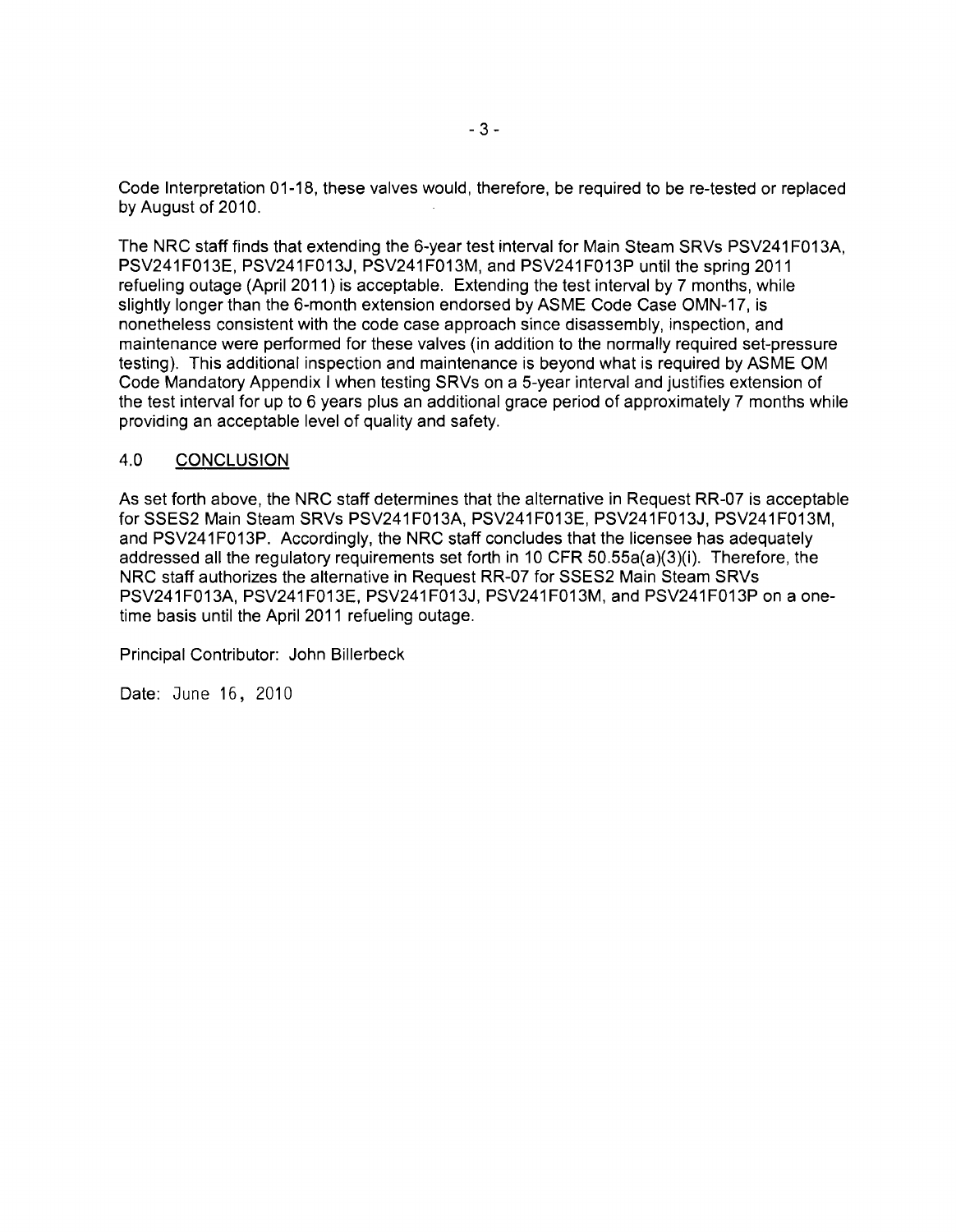Code Interpretation 01-18, these valves would, therefore, be required to be re-tested or replaced by August of 2010.

The NRC staff finds that extending the 6-year test interval for Main Steam SRVs PSV241F013A, PSV241F013E, PSV241F013J, PSV241F013M, and PSV241F013P until the spring 2011 refueling outage (April 2011) is acceptable. Extending the test interval by 7 months, while slightly longer than the 6-month extension endorsed by ASME Code Case OMN-17, is nonetheless consistent with the code case approach since disassembly, inspection, and maintenance were performed for these valves (in addition to the normally required set-pressure testing). This additional inspection and maintenance is beyond what is required by ASME OM Code Mandatory Appendix I when testing SRVs on a 5-year interval and justifies extension of the test interval for up to 6 years plus an additional grace period of approximately 7 months while providing an acceptable level of quality and safety.

## 4.0 CONCLUSION

As set forth above, the NRC staff determines that the alternative in Request RR-07 is acceptable for SSES2 Main Steam SRVs PSV241F013A, PSV241F013E, PSV241F013J, PSV241F013M, and PSV241F013P. Accordingly, the NRC staff concludes that the licensee has adequately addressed all the regulatory requirements set forth in 10 CFR 50.55a(a)(3)(i). Therefore, the NRC staff authorizes the alternative in Request RR-07 for SSES2 Main Steam SRVs PSV241F013A, PSV241F013E, PSV241F013J, PSV241F013M, and PSV241F013P on a one-time basis until the April 2011 refueling outage.

Principal Contributor: John Billerbeck

Date: June 16, 2010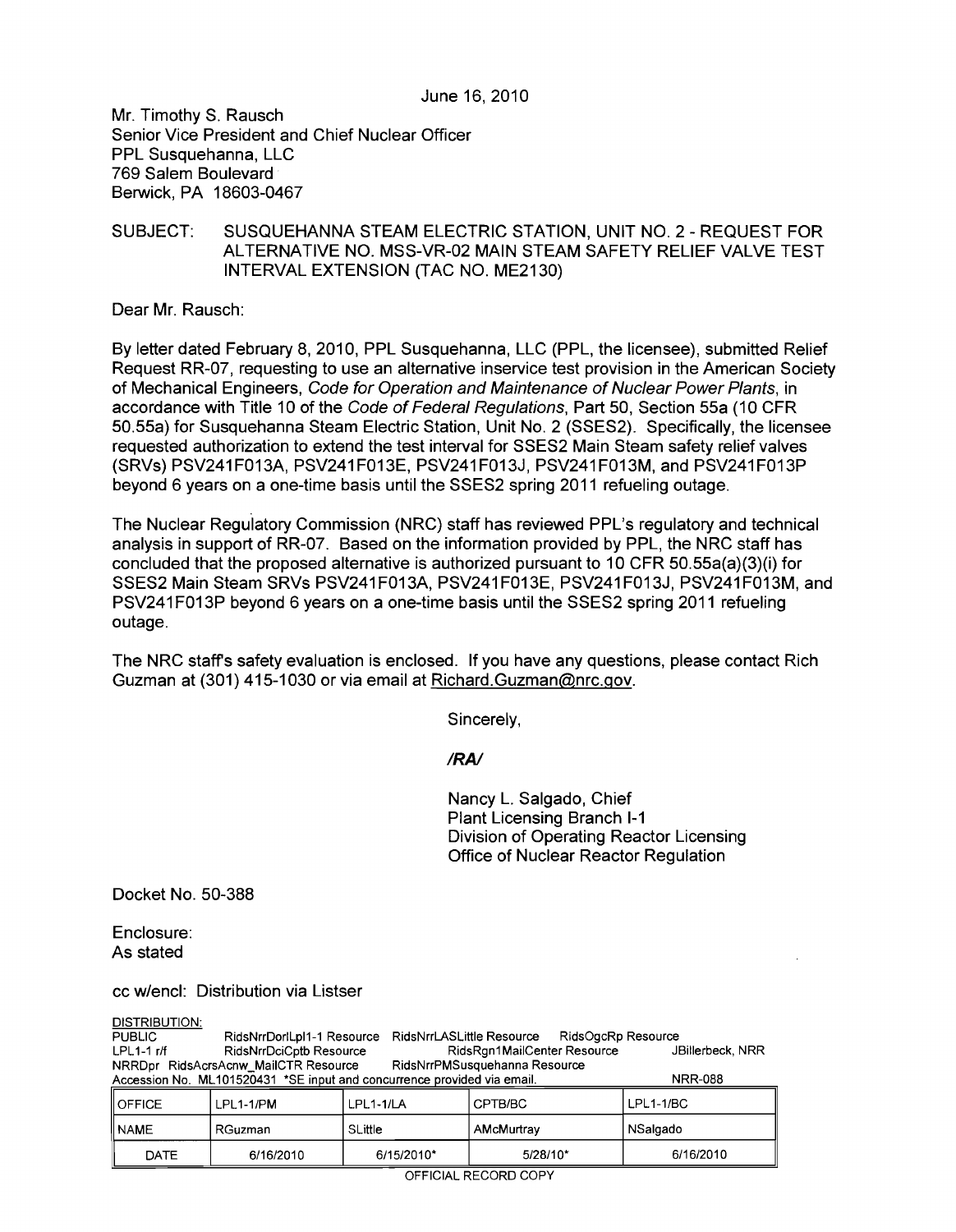June 16, 2010

Mr. Timothy S. Rausch
Senior Vice President and Chief Nuclear Officer
PPL Susquehanna, LLC
769 Salem Boulevard
Berwick, PA 18603-0467

SUBJECT: SUSQUEHANNA STEAM ELECTRIC STATION, UNIT NO. 2 - REQUEST FOR ALTERNATIVE NO. MSS-VR-02 MAIN STEAM SAFETY RELIEF VALVE TEST INTERVAL EXTENSION (TAC NO. ME2130)

Dear Mr. Rausch:

By letter dated February 8, 2010, PPL Susquehanna, LLC (PPL, the licensee), submitted Relief Request RR-07, requesting to use an alternative inservice test provision in the American Society of Mechanical Engineers, *Code for Operation and Maintenance of Nuclear Power Plants*, in accordance with Title 10 of the *Code of Federal Regulations*, Part 50, Section 55a (10 CFR 50.55a) for Susquehanna Steam Electric Station, Unit No. 2 (SSES2). Specifically, the licensee requested authorization to extend the test interval for SSES2 Main Steam safety relief valves (SRVs) PSV241F013A, PSV241F013E, PSV241F013J, PSV241F013M, and PSV241F013P beyond 6 years on a one-time basis until the SSES2 spring 2011 refueling outage.

The Nuclear Regulatory Commission (NRC) staff has reviewed PPL's regulatory and technical analysis in support of RR-07. Based on the information provided by PPL, the NRC staff has concluded that the proposed alternative is authorized pursuant to 10 CFR 50.55a(a)(3)(i) for SSES2 Main Steam SRVs PSV241F013A, PSV241F013E, PSV241F013J, PSV241F013M, and PSV241F013P beyond 6 years on a one-time basis until the SSES2 spring 2011 refueling outage.

The NRC staff's safety evaluation is enclosed. If you have any questions, please contact Rich Guzman at (301) 415-1030 or via email at Richard.Guzman@nrc.gov.

Sincerely,

***/RA/***

Nancy L. Salgado, Chief
Plant Licensing Branch I-1
Division of Operating Reactor Licensing
Office of Nuclear Reactor Regulation

Docket No. 50-388

Enclosure:
As stated

cc w/encl: Distribution via Listser

DISTRIBUTION:
PUBLIC RidsNrrDorlLpl1-1 Resource RidsNrrLASLittle Resource RidsOgcRp Resource
LPL1-1 r/f RidsNrrDciCptb Resource RidsRgn1MailCenter Resource JBillerbeck, NRR
NRRDpr RidsAcrsAcnw_MailCTR Resource RidsNrrPMSusquehanna Resource

Accession No. ML101520431 *SE input and concurrence provided via email. NRR-088

| OFFICE | LPL1-1/PM | LPL1-1/LA | CPTB/BC | LPL1-1/BC |
|---|---|---|---|---|
| NAME | RGuzman | SLittle | AMcMurtray | NSalgado |
| DATE | 6/16/2010 | 6/15/2010* | 5/28/10* | 6/16/2010 |

OFFICIAL RECORD COPY